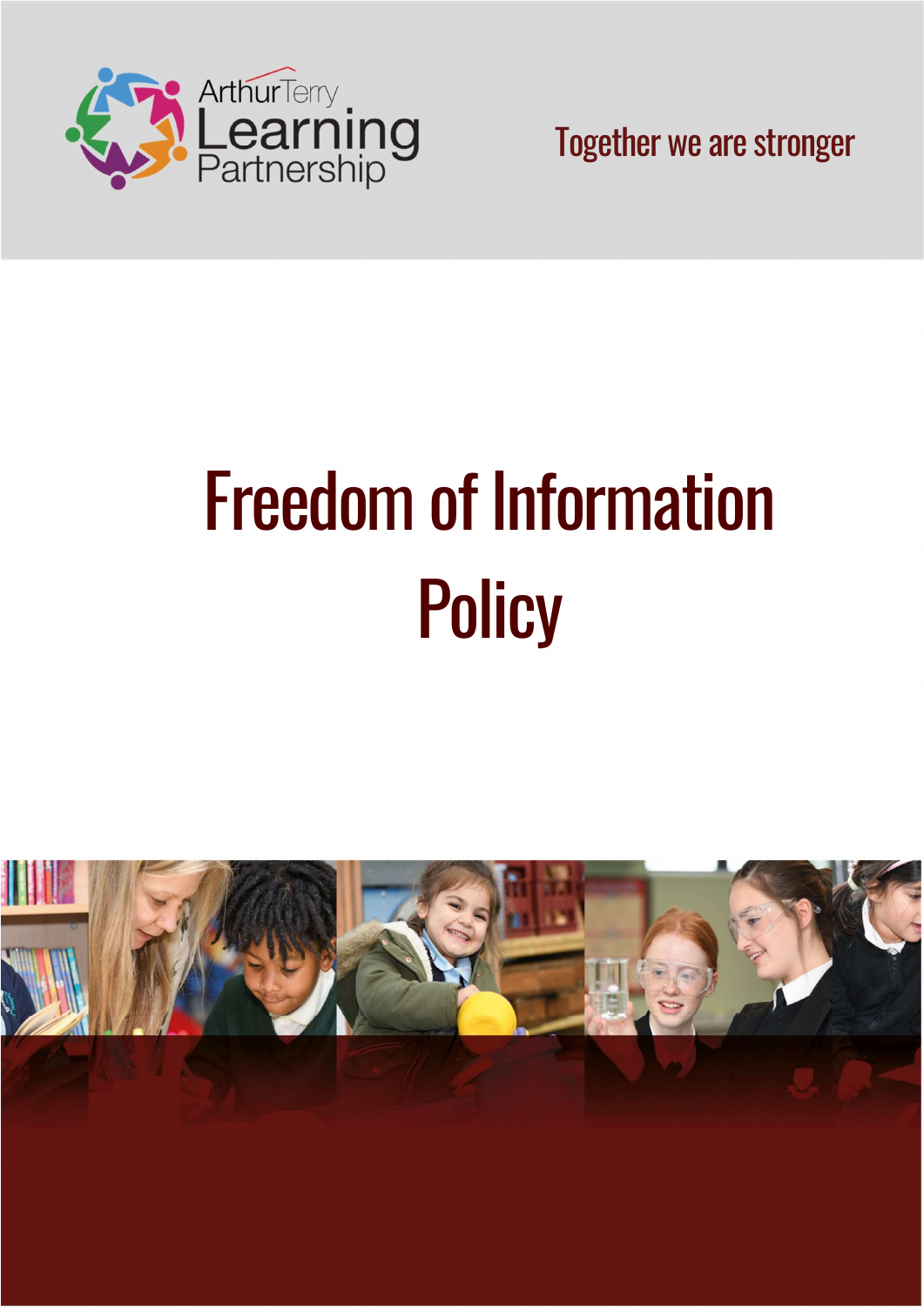Arthur Terry Learning Partnership

Together we are stronger

# Freedom of Information Policy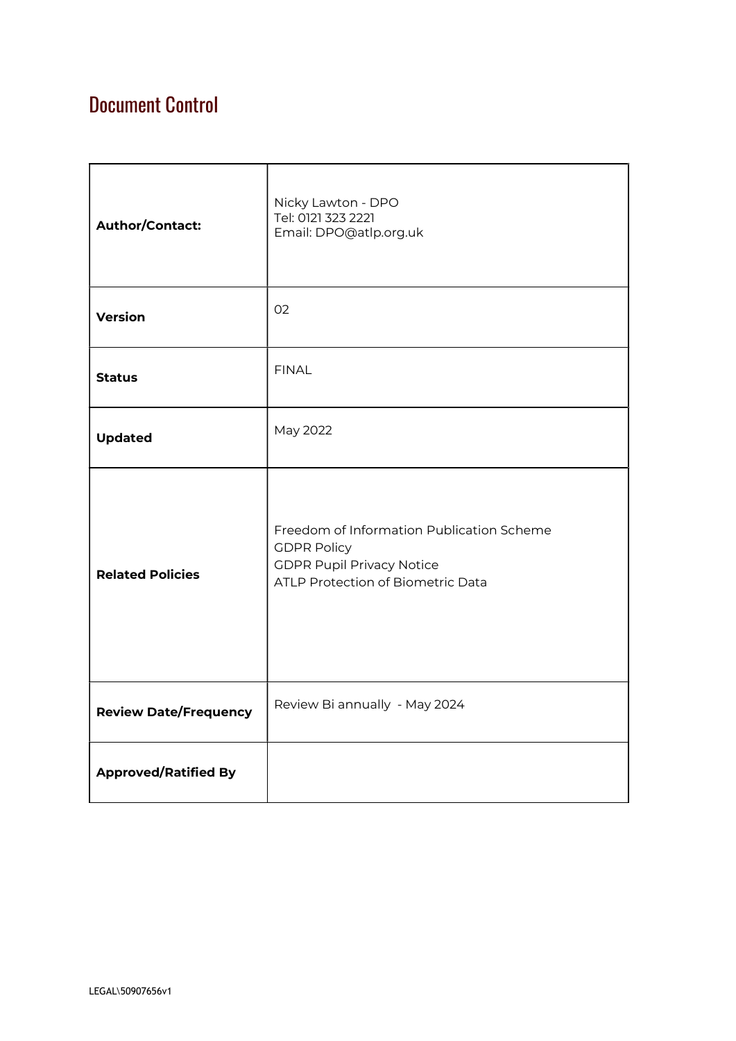# Document Control

| | |
|---|---|
| **Author/Contact:** | Nicky Lawton - DPO<br>Tel: 0121 323 2221<br>Email: DPO@atlp.org.uk |
| **Version** | 02 |
| **Status** | FINAL |
| **Updated** | May 2022 |
| **Related Policies** | Freedom of Information Publication Scheme<br>GDPR Policy<br>GDPR Pupil Privacy Notice<br>ATLP Protection of Biometric Data |
| **Review Date/Frequency** | Review Bi annually - May 2024 |
| **Approved/Ratified By** | |

LEGAL\50907656v1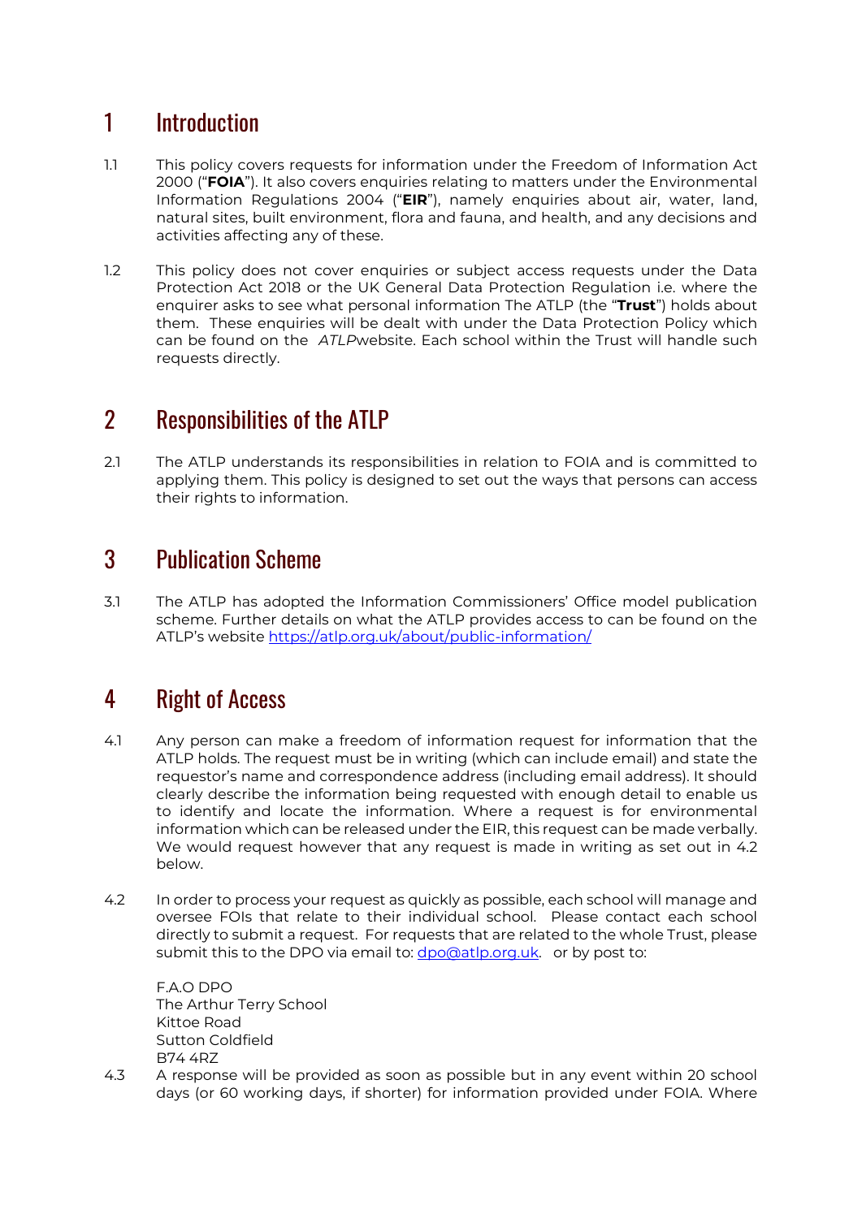# 1 Introduction

1.1 This policy covers requests for information under the Freedom of Information Act 2000 ("**FOIA**"). It also covers enquiries relating to matters under the Environmental Information Regulations 2004 ("**EIR**"), namely enquiries about air, water, land, natural sites, built environment, flora and fauna, and health, and any decisions and activities affecting any of these.

1.2 This policy does not cover enquiries or subject access requests under the Data Protection Act 2018 or the UK General Data Protection Regulation i.e. where the enquirer asks to see what personal information The ATLP (the "**Trust**") holds about them. These enquiries will be dealt with under the Data Protection Policy which can be found on the *ATLP*website. Each school within the Trust will handle such requests directly.

# 2 Responsibilities of the ATLP

2.1 The ATLP understands its responsibilities in relation to FOIA and is committed to applying them. This policy is designed to set out the ways that persons can access their rights to information.

# 3 Publication Scheme

3.1 The ATLP has adopted the Information Commissioners' Office model publication scheme. Further details on what the ATLP provides access to can be found on the ATLP's website https://atlp.org.uk/about/public-information/

# 4 Right of Access

4.1 Any person can make a freedom of information request for information that the ATLP holds. The request must be in writing (which can include email) and state the requestor's name and correspondence address (including email address). It should clearly describe the information being requested with enough detail to enable us to identify and locate the information. Where a request is for environmental information which can be released under the EIR, this request can be made verbally. We would request however that any request is made in writing as set out in 4.2 below.

4.2 In order to process your request as quickly as possible, each school will manage and oversee FOIs that relate to their individual school. Please contact each school directly to submit a request. For requests that are related to the whole Trust, please submit this to the DPO via email to: dpo@atlp.org.uk. or by post to:

F.A.O DPO
The Arthur Terry School
Kittoe Road
Sutton Coldfield
B74 4RZ

4.3 A response will be provided as soon as possible but in any event within 20 school days (or 60 working days, if shorter) for information provided under FOIA. Where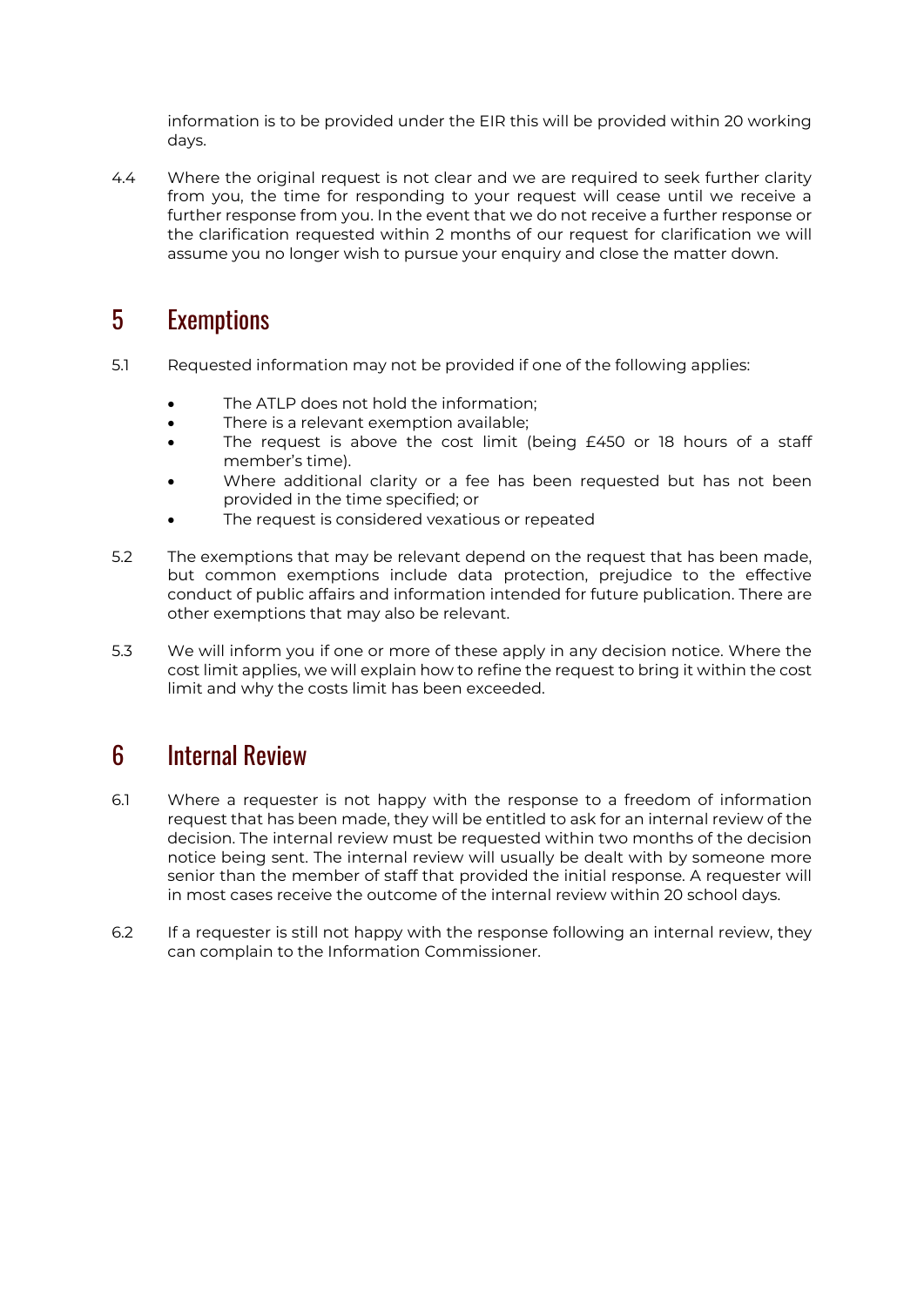information is to be provided under the EIR this will be provided within 20 working days.

4.4 Where the original request is not clear and we are required to seek further clarity from you, the time for responding to your request will cease until we receive a further response from you. In the event that we do not receive a further response or the clarification requested within 2 months of our request for clarification we will assume you no longer wish to pursue your enquiry and close the matter down.

## 5 Exemptions

5.1 Requested information may not be provided if one of the following applies:

- The ATLP does not hold the information;
- There is a relevant exemption available;
- The request is above the cost limit (being £450 or 18 hours of a staff member's time).
- Where additional clarity or a fee has been requested but has not been provided in the time specified; or
- The request is considered vexatious or repeated

5.2 The exemptions that may be relevant depend on the request that has been made, but common exemptions include data protection, prejudice to the effective conduct of public affairs and information intended for future publication. There are other exemptions that may also be relevant.

5.3 We will inform you if one or more of these apply in any decision notice. Where the cost limit applies, we will explain how to refine the request to bring it within the cost limit and why the costs limit has been exceeded.

## 6 Internal Review

6.1 Where a requester is not happy with the response to a freedom of information request that has been made, they will be entitled to ask for an internal review of the decision. The internal review must be requested within two months of the decision notice being sent. The internal review will usually be dealt with by someone more senior than the member of staff that provided the initial response. A requester will in most cases receive the outcome of the internal review within 20 school days.

6.2 If a requester is still not happy with the response following an internal review, they can complain to the Information Commissioner.